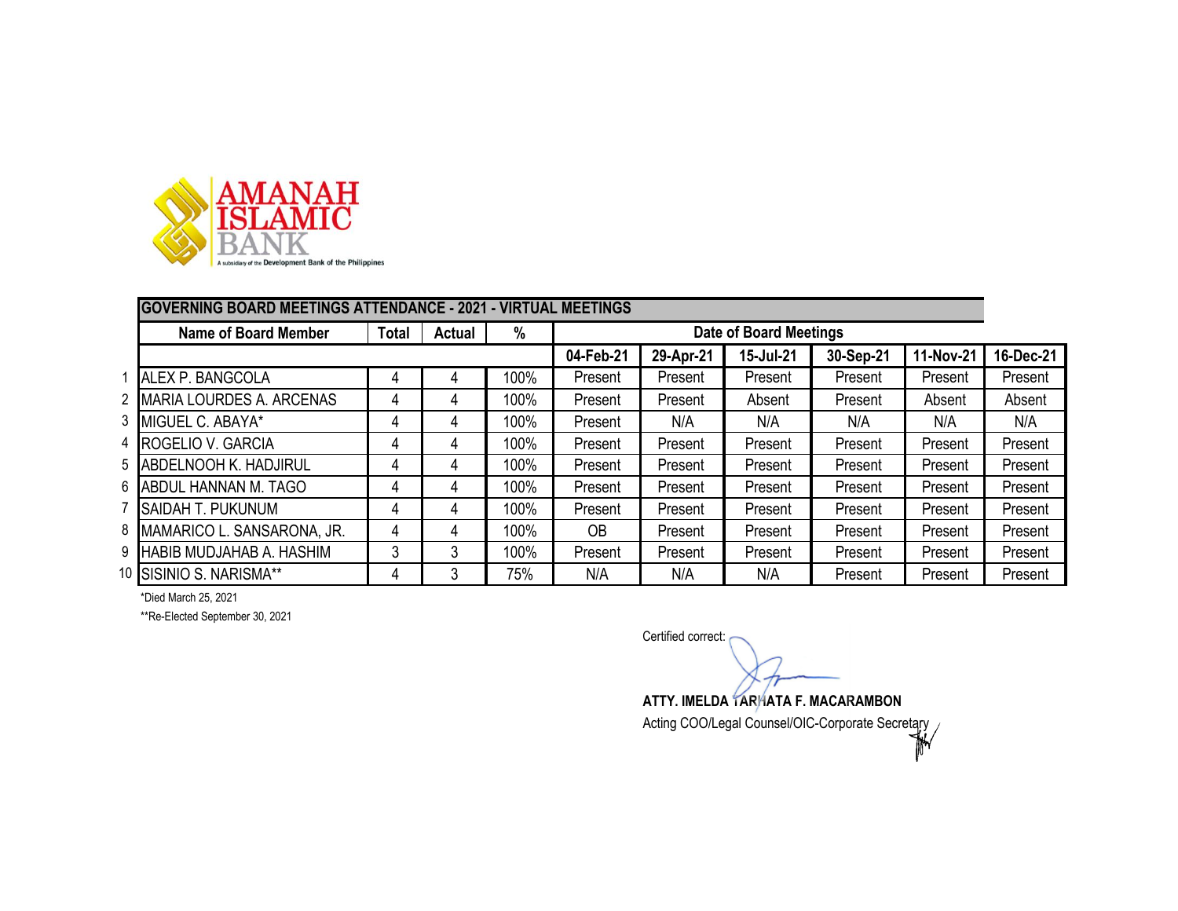AMANAH ISLAMIC BANK

A subsidiary of the Development Bank of the Philippines

| | GOVERNING BOARD MEETINGS ATTENDANCE - 2021 - VIRTUAL MEETINGS | | | | | | | | | |
|---|---|---|---|---|---|---|---|---|---|---|
| | Name of Board Member | Total | Actual | % | Date of Board Meetings | | | | | |
| | | | | | 04-Feb-21 | 29-Apr-21 | 15-Jul-21 | 30-Sep-21 | 11-Nov-21 | 16-Dec-21 |
| 1 | ALEX P. BANGCOLA | 4 | 4 | 100% | Present | Present | Present | Present | Present | Present |
| 2 | MARIA LOURDES A. ARCENAS | 4 | 4 | 100% | Present | Present | Absent | Present | Absent | Absent |
| 3 | MIGUEL C. ABAYA* | 4 | 4 | 100% | Present | N/A | N/A | N/A | N/A | N/A |
| 4 | ROGELIO V. GARCIA | 4 | 4 | 100% | Present | Present | Present | Present | Present | Present |
| 5 | ABDELNOOH K. HADJIRUL | 4 | 4 | 100% | Present | Present | Present | Present | Present | Present |
| 6 | ABDUL HANNAN M. TAGO | 4 | 4 | 100% | Present | Present | Present | Present | Present | Present |
| 7 | SAIDAH T. PUKUNUM | 4 | 4 | 100% | Present | Present | Present | Present | Present | Present |
| 8 | MAMARICO L. SANSARONA, JR. | 4 | 4 | 100% | OB | Present | Present | Present | Present | Present |
| 9 | HABIB MUDJAHAB A. HASHIM | 3 | 3 | 100% | Present | Present | Present | Present | Present | Present |
| 10 | SISINIO S. NARISMA** | 4 | 3 | 75% | N/A | N/A | N/A | Present | Present | Present |

*Died March 25, 2021

**Re-Elected September 30, 2021

Certified correct:

**ATTY. IMELDA TARHATA F. MACARAMBON**

Acting COO/Legal Counsel/OIC-Corporate Secretary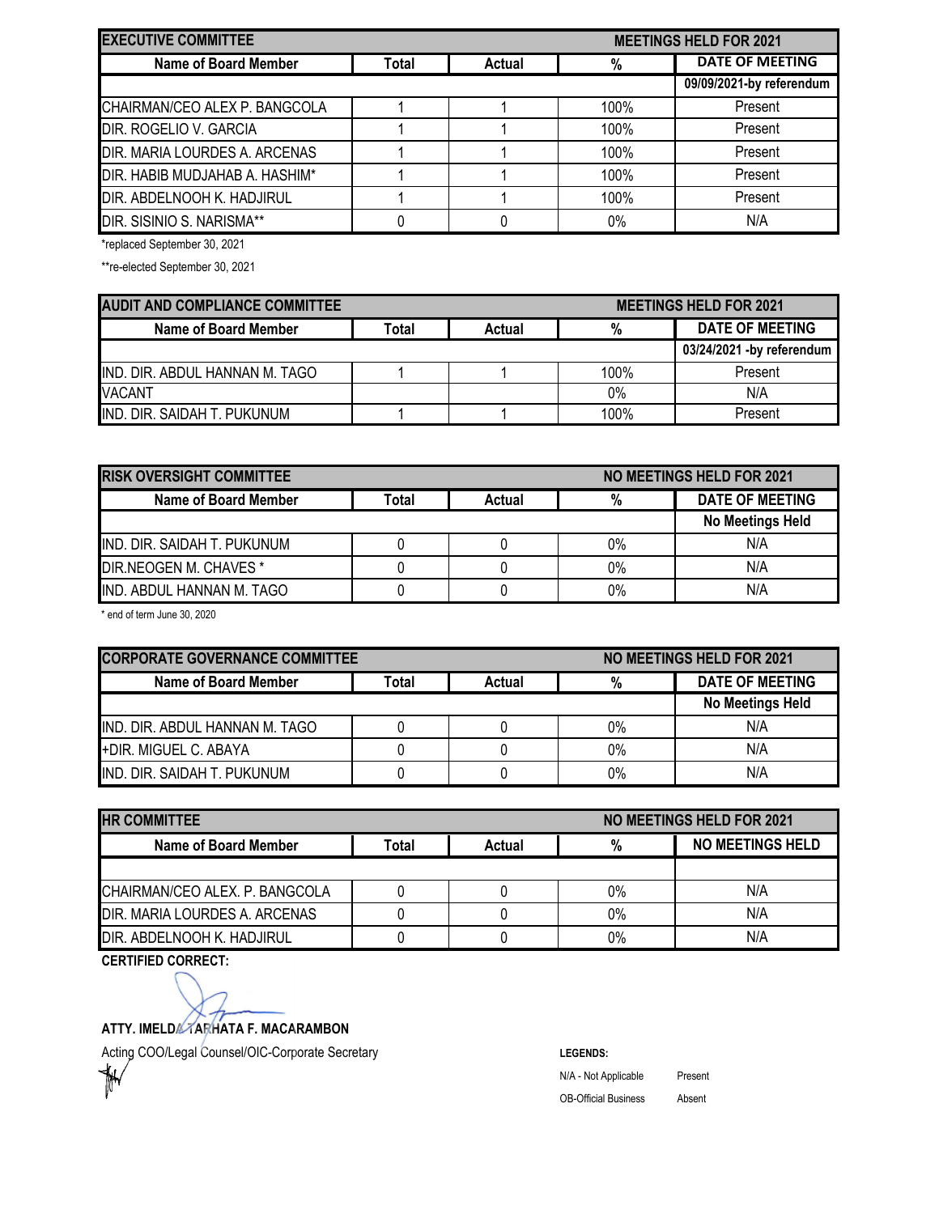| EXECUTIVE COMMITTEE | | | | MEETINGS HELD FOR 2021 |
|---|---|---|---|---|
| Name of Board Member | Total | Actual | % | DATE OF MEETING |
| | | | | 09/09/2021-by referendum |
| CHAIRMAN/CEO ALEX P. BANGCOLA | 1 | 1 | 100% | Present |
| DIR. ROGELIO V. GARCIA | 1 | 1 | 100% | Present |
| DIR. MARIA LOURDES A. ARCENAS | 1 | 1 | 100% | Present |
| DIR. HABIB MUDJAHAB A. HASHIM* | 1 | 1 | 100% | Present |
| DIR. ABDELNOOH K. HADJIRUL | 1 | 1 | 100% | Present |
| DIR. SISINIO S. NARISMA** | 0 | 0 | 0% | N/A |

*replaced September 30, 2021

**re-elected September 30, 2021

| AUDIT AND COMPLIANCE COMMITTEE | | | | MEETINGS HELD FOR 2021 |
|---|---|---|---|---|
| Name of Board Member | Total | Actual | % | DATE OF MEETING |
| | | | | 03/24/2021 -by referendum |
| IND. DIR. ABDUL HANNAN M. TAGO | 1 | 1 | 100% | Present |
| VACANT | | | 0% | N/A |
| IND. DIR. SAIDAH T. PUKUNUM | 1 | 1 | 100% | Present |

| RISK OVERSIGHT COMMITTEE | | | | NO MEETINGS HELD FOR 2021 |
|---|---|---|---|---|
| Name of Board Member | Total | Actual | % | DATE OF MEETING |
| | | | | No Meetings Held |
| IND. DIR. SAIDAH T. PUKUNUM | 0 | 0 | 0% | N/A |
| DIR.NEOGEN M. CHAVES * | 0 | 0 | 0% | N/A |
| IND. ABDUL HANNAN M. TAGO | 0 | 0 | 0% | N/A |

* end of term June 30, 2020

| CORPORATE GOVERNANCE COMMITTEE | | | | NO MEETINGS HELD FOR 2021 |
|---|---|---|---|---|
| Name of Board Member | Total | Actual | % | DATE OF MEETING |
| | | | | No Meetings Held |
| IND. DIR. ABDUL HANNAN M. TAGO | 0 | 0 | 0% | N/A |
| +DIR. MIGUEL C. ABAYA | 0 | 0 | 0% | N/A |
| IND. DIR. SAIDAH T. PUKUNUM | 0 | 0 | 0% | N/A |

| HR COMMITTEE | | | | NO MEETINGS HELD FOR 2021 |
|---|---|---|---|---|
| Name of Board Member | Total | Actual | % | NO MEETINGS HELD |
| | | | | |
| CHAIRMAN/CEO ALEX. P. BANGCOLA | 0 | 0 | 0% | N/A |
| DIR. MARIA LOURDES A. ARCENAS | 0 | 0 | 0% | N/A |
| DIR. ABDELNOOH K. HADJIRUL | 0 | 0 | 0% | N/A |

**CERTIFIED CORRECT:**

**ATTY. IMELDA TARHATA F. MACARAMBON**

Acting COO/Legal Counsel/OIC-Corporate Secretary

**LEGENDS:**

N/A - Not Applicable — Present

OB-Official Business — Absent